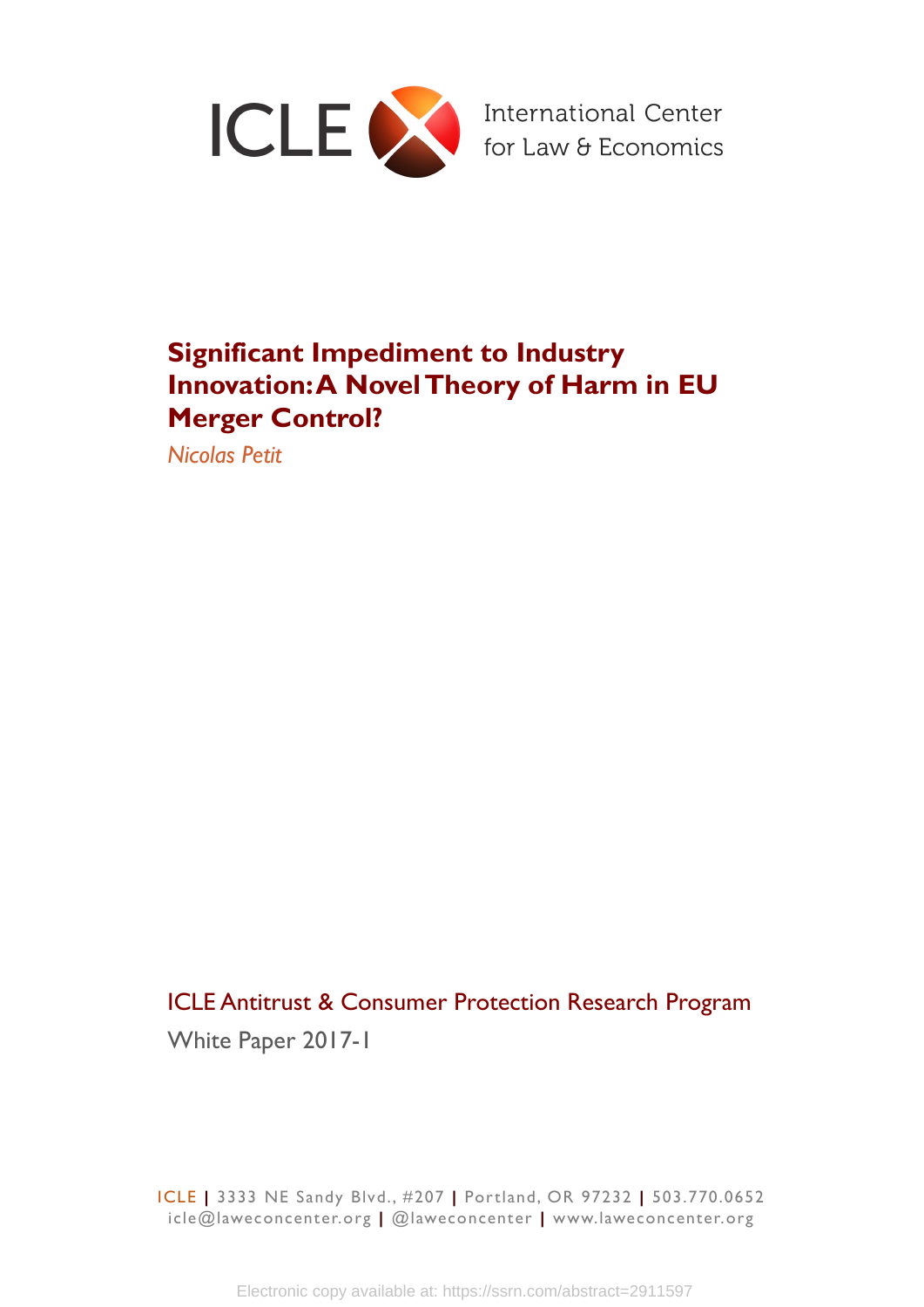ICLE International Center for Law & Economics

# Significant Impediment to Industry Innovation: A Novel Theory of Harm in EU Merger Control?

*Nicolas Petit*

ICLE Antitrust & Consumer Protection Research Program

White Paper 2017-1

ICLE | 3333 NE Sandy Blvd., #207 | Portland, OR 97232 | 503.770.0652
icle@laweconcenter.org | @laweconcenter | www.laweconcenter.org

Electronic copy available at: https://ssrn.com/abstract=2911597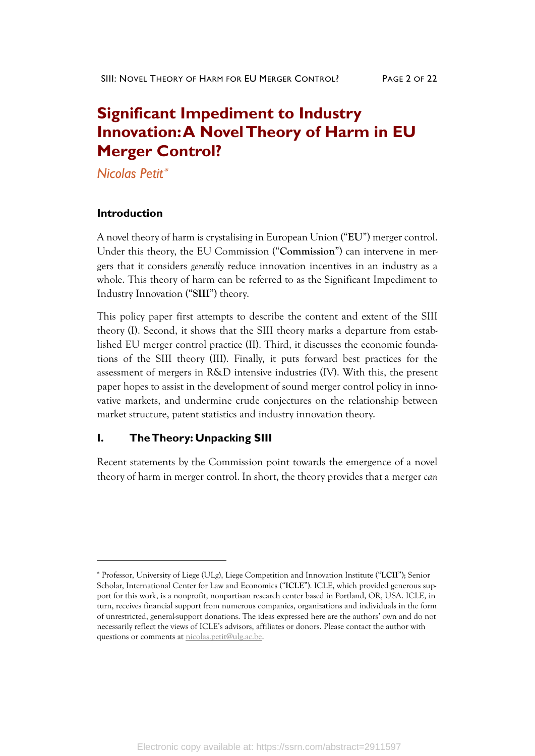# Significant Impediment to Industry Innovation: A Novel Theory of Harm in EU Merger Control?

*Nicolas Petit*[*]

## Introduction

A novel theory of harm is crystalising in European Union ("**EU**") merger control. Under this theory, the EU Commission ("**Commission**") can intervene in mergers that it considers *generally* reduce innovation incentives in an industry as a whole. This theory of harm can be referred to as the Significant Impediment to Industry Innovation ("**SIII**") theory.

This policy paper first attempts to describe the content and extent of the SIII theory (I). Second, it shows that the SIII theory marks a departure from established EU merger control practice (II). Third, it discusses the economic foundations of the SIII theory (III). Finally, it puts forward best practices for the assessment of mergers in R&D intensive industries (IV). With this, the present paper hopes to assist in the development of sound merger control policy in innovative markets, and undermine crude conjectures on the relationship between market structure, patent statistics and industry innovation theory.

## I. The Theory: Unpacking SIII

Recent statements by the Commission point towards the emergence of a novel theory of harm in merger control. In short, the theory provides that a merger *can*

---

[*] Professor, University of Liege (ULg), Liege Competition and Innovation Institute ("**LCII**"); Senior Scholar, International Center for Law and Economics ("**ICLE**"). ICLE, which provided generous support for this work, is a nonprofit, nonpartisan research center based in Portland, OR, USA. ICLE, in turn, receives financial support from numerous companies, organizations and individuals in the form of unrestricted, general-support donations. The ideas expressed here are the authors' own and do not necessarily reflect the views of ICLE's advisors, affiliates or donors. Please contact the author with questions or comments at nicolas.petit@ulg.ac.be.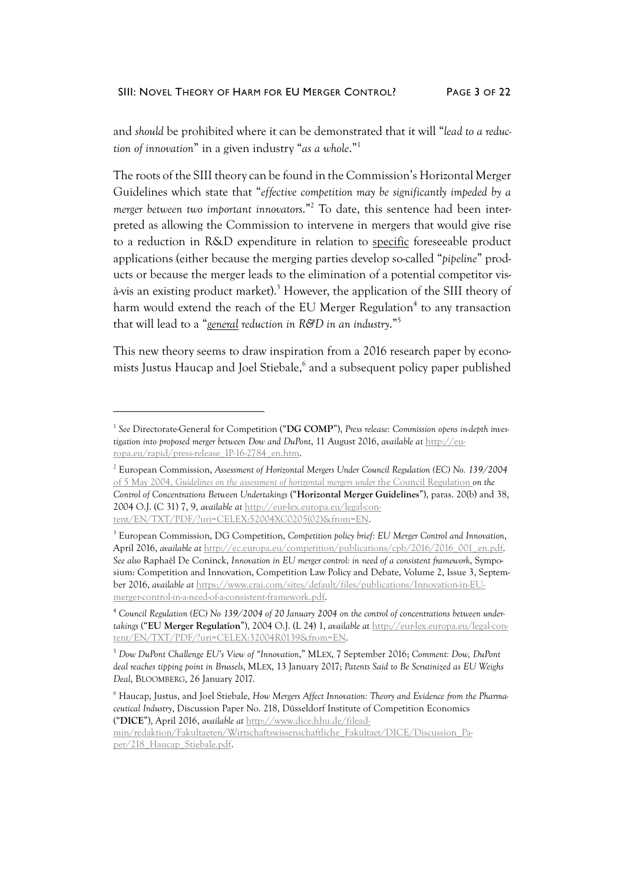and *should* be prohibited where it can be demonstrated that it will "*lead to a reduction of innovation*" in a given industry "*as a whole*."[1]

The roots of the SIII theory can be found in the Commission's Horizontal Merger Guidelines which state that "*effective competition may be significantly impeded by a merger between two important innovators*."[2] To date, this sentence had been interpreted as allowing the Commission to intervene in mergers that would give rise to a reduction in R&D expenditure in relation to <u>specific</u> foreseeable product applications (either because the merging parties develop so-called "*pipeline*" products or because the merger leads to the elimination of a potential competitor vis-à-vis an existing product market).[3] However, the application of the SIII theory of harm would extend the reach of the EU Merger Regulation[4] to any transaction that will lead to a "*<u>general</u> reduction in R&D in an industry*."[5]

This new theory seems to draw inspiration from a 2016 research paper by economists Justus Haucap and Joel Stiebale,[6] and a subsequent policy paper published

---

[1] *See* Directorate-General for Competition ("**DG COMP**"), *Press release: Commission opens in-depth investigation into proposed merger between Dow and DuPont*, 11 August 2016, *available at* http://europa.eu/rapid/press-release_IP-16-2784_en.htm.

[2] European Commission, *Assessment of Horizontal Mergers Under Council Regulation (EC) No. 139/2004 of 5 May 2004, Guidelines on the assessment of horizontal mergers under* the Council Regulation *on the Control of Concentrations Between Undertakings* ("**Horizontal Merger Guidelines**"), paras. 20(b) and 38, 2004 O.J. (C 31) 7, 9, *available at* http://eur-lex.europa.eu/legal-content/EN/TXT/PDF/?uri=CELEX:52004XC0205(02)&from=EN.

[3] European Commission, DG Competition, *Competition policy brief: EU Merger Control and Innovation*, April 2016, *available at* http://ec.europa.eu/competition/publications/cpb/2016/2016_001_en.pdf. *See also* Raphaël De Coninck, *Innovation in EU merger control: in need of a consistent framework*, Symposium: Competition and Innovation, Competition Law Policy and Debate, Volume 2, Issue 3, September 2016, *available at* https://www.crai.com/sites/default/files/publications/Innovation-in-EU-merger-control-in-a-need-of-a-consistent-framework.pdf.

[4] *Council Regulation (EC) No 139/2004 of 20 January 2004 on the control of concentrations between undertakings* ("**EU Merger Regulation**"), 2004 O.J. (L 24) 1, *available at* http://eur-lex.europa.eu/legal-content/EN/TXT/PDF/?uri=CELEX:32004R0139&from=EN.

[5] *Dow DuPont Challenge EU's View of "Innovation*," MLEX, 7 September 2016; *Comment: Dow, DuPont deal reaches tipping point in Brussels*, MLEX, 13 January 2017; *Patents Said to Be Scrutinized as EU Weighs Deal*, BLOOMBERG, 26 January 2017.

[6] Haucap, Justus, and Joel Stiebale, *How Mergers Affect Innovation: Theory and Evidence from the Pharmaceutical Industry*, Discussion Paper No. 218, Düsseldorf Institute of Competition Economics ("**DICE**"), April 2016, *available at* http://www.dice.hhu.de/fileadmin/redaktion/Fakultaeten/Wirtschaftswissenschaftliche_Fakultaet/DICE/Discussion_Paper/218_Haucap_Stiebale.pdf.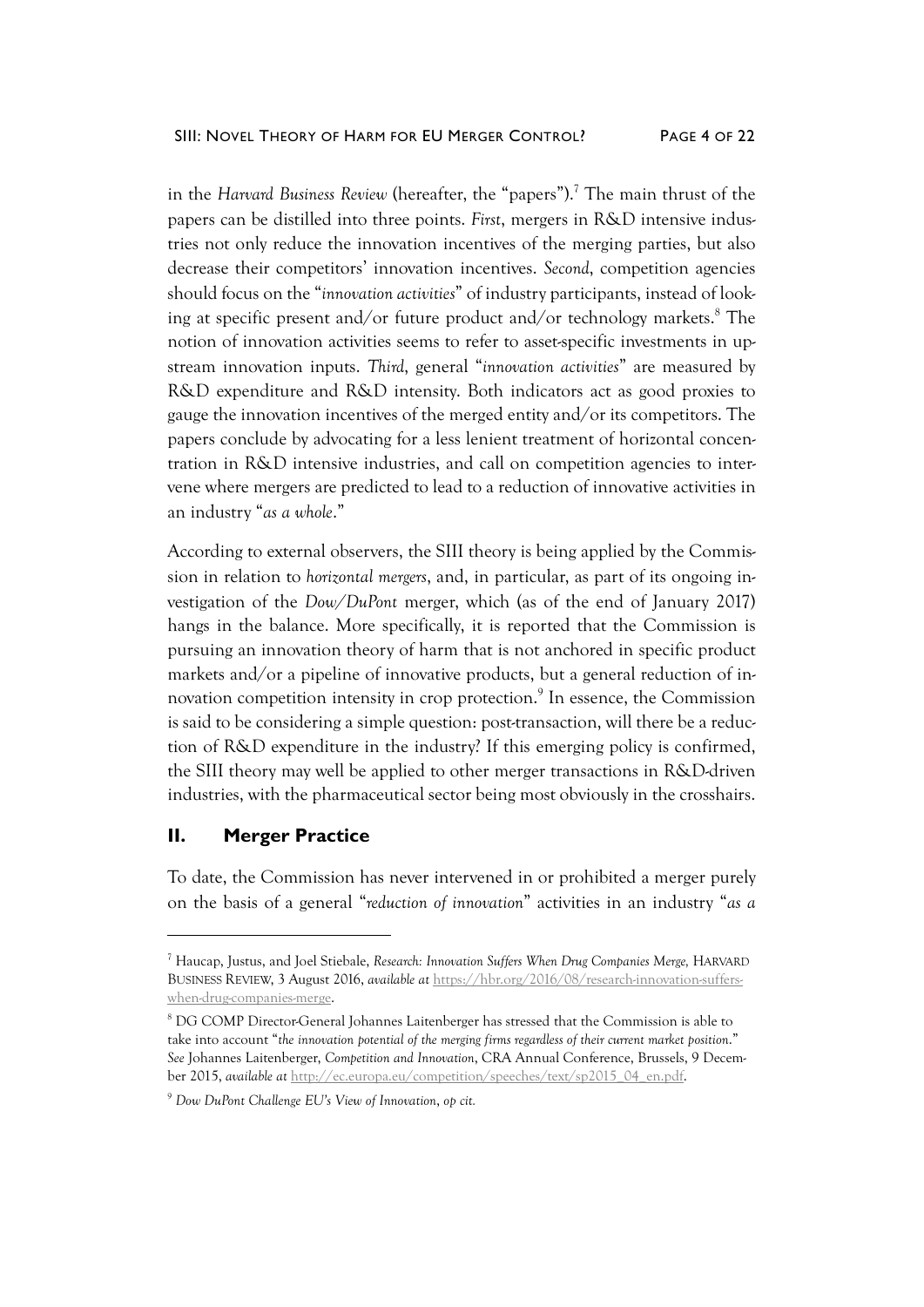in the *Harvard Business Review* (hereafter, the "papers").[7] The main thrust of the papers can be distilled into three points. *First*, mergers in R&D intensive industries not only reduce the innovation incentives of the merging parties, but also decrease their competitors' innovation incentives. *Second*, competition agencies should focus on the "*innovation activities*" of industry participants, instead of looking at specific present and/or future product and/or technology markets.[8] The notion of innovation activities seems to refer to asset-specific investments in upstream innovation inputs. *Third*, general "*innovation activities*" are measured by R&D expenditure and R&D intensity. Both indicators act as good proxies to gauge the innovation incentives of the merged entity and/or its competitors. The papers conclude by advocating for a less lenient treatment of horizontal concentration in R&D intensive industries, and call on competition agencies to intervene where mergers are predicted to lead to a reduction of innovative activities in an industry "*as a whole*."

According to external observers, the SIII theory is being applied by the Commission in relation to *horizontal mergers*, and, in particular, as part of its ongoing investigation of the *Dow/DuPont* merger, which (as of the end of January 2017) hangs in the balance. More specifically, it is reported that the Commission is pursuing an innovation theory of harm that is not anchored in specific product markets and/or a pipeline of innovative products, but a general reduction of innovation competition intensity in crop protection.[9] In essence, the Commission is said to be considering a simple question: post-transaction, will there be a reduction of R&D expenditure in the industry? If this emerging policy is confirmed, the SIII theory may well be applied to other merger transactions in R&D-driven industries, with the pharmaceutical sector being most obviously in the crosshairs.

## II. Merger Practice

To date, the Commission has never intervened in or prohibited a merger purely on the basis of a general "*reduction of innovation*" activities in an industry "*as a*

---

[7] Haucap, Justus, and Joel Stiebale, *Research: Innovation Suffers When Drug Companies Merge,* HARVARD BUSINESS REVIEW, 3 August 2016, *available at* https://hbr.org/2016/08/research-innovation-suffers-when-drug-companies-merge.

[8] DG COMP Director-General Johannes Laitenberger has stressed that the Commission is able to take into account "*the innovation potential of the merging firms regardless of their current market position*." *See* Johannes Laitenberger, *Competition and Innovation*, CRA Annual Conference, Brussels, 9 December 2015, *available at* http://ec.europa.eu/competition/speeches/text/sp2015_04_en.pdf.

[9] *Dow DuPont Challenge EU's View of Innovation*, *op cit.*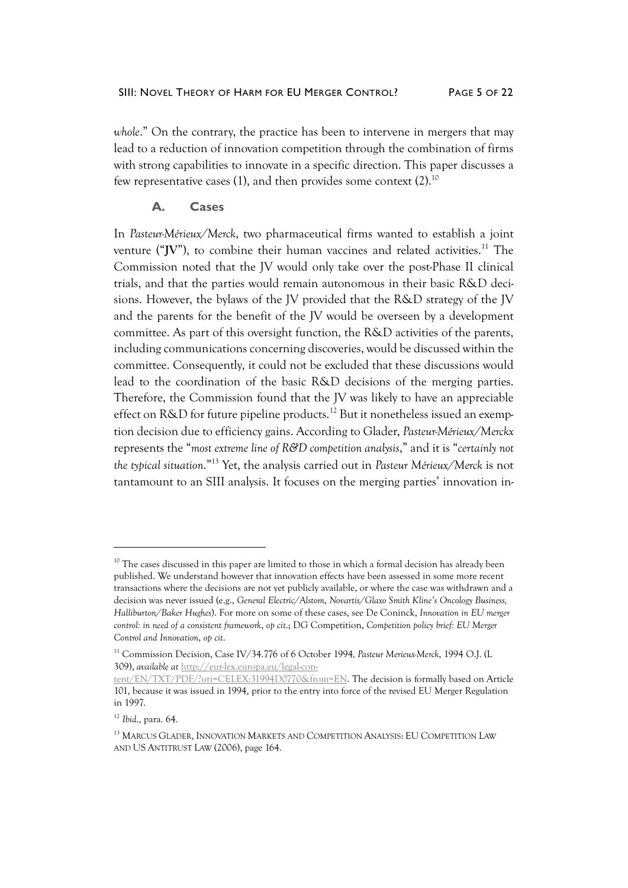*whole*." On the contrary, the practice has been to intervene in mergers that may lead to a reduction of innovation competition through the combination of firms with strong capabilities to innovate in a specific direction. This paper discusses a few representative cases (1), and then provides some context (2).[10]

### A. Cases

In *Pasteur-Mérieux/Merck*, two pharmaceutical firms wanted to establish a joint venture ("**JV**"), to combine their human vaccines and related activities.[11] The Commission noted that the JV would only take over the post-Phase II clinical trials, and that the parties would remain autonomous in their basic R&D decisions. However, the bylaws of the JV provided that the R&D strategy of the JV and the parents for the benefit of the JV would be overseen by a development committee. As part of this oversight function, the R&D activities of the parents, including communications concerning discoveries, would be discussed within the committee. Consequently, it could not be excluded that these discussions would lead to the coordination of the basic R&D decisions of the merging parties. Therefore, the Commission found that the JV was likely to have an appreciable effect on R&D for future pipeline products.[12] But it nonetheless issued an exemption decision due to efficiency gains. According to Glader, *Pasteur-Mérieux/Merckx* represents the "*most extreme line of R&D competition analysis*," and it is "*certainly not the typical situation*."[13] Yet, the analysis carried out in *Pasteur Mérieux/Merck* is not tantamount to an SIII analysis. It focuses on the merging parties' innovation in-

---

[10] The cases discussed in this paper are limited to those in which a formal decision has already been published. We understand however that innovation effects have been assessed in some more recent transactions where the decisions are not yet publicly available, or where the case was withdrawn and a decision was never issued (e.g., *General Electric/Alstom*, *Novartis/Glaxo Smith Kline's Oncology Business, Halliburton/Baker Hughes*). For more on some of these cases, see De Coninck, *Innovation in EU merger control: in need of a consistent framework*, *op cit*.; DG Competition, *Competition policy brief: EU Merger Control and Innovation*, *op cit*.

[11] Commission Decision, Case IV/34.776 of 6 October 1994, *Pasteur Merieux-Merck*, 1994 O.J. (L 309), *available at* http://eur-lex.europa.eu/legal-content/EN/TXT/PDF/?uri=CELEX:31994D0770&from=EN. The decision is formally based on Article 101, because it was issued in 1994, prior to the entry into force of the revised EU Merger Regulation in 1997.

[12] *Ibid*., para. 64.

[13] MARCUS GLADER, INNOVATION MARKETS AND COMPETITION ANALYSIS: EU COMPETITION LAW AND US ANTITRUST LAW (2006), page 164.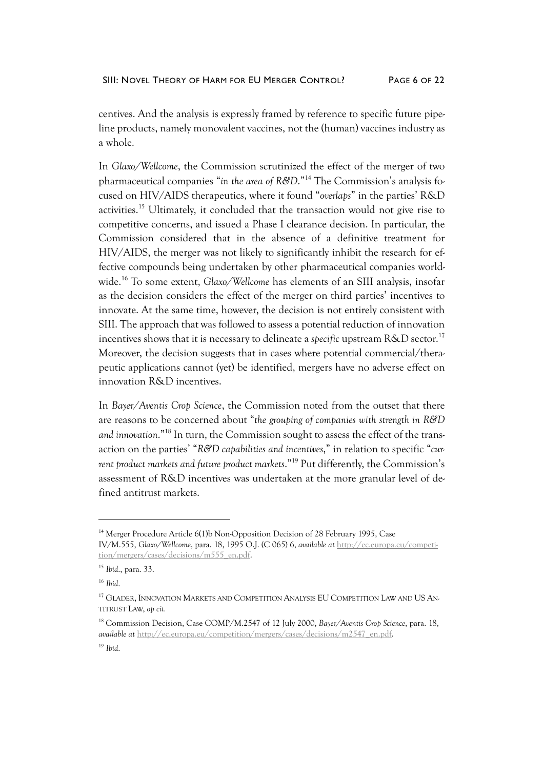centives. And the analysis is expressly framed by reference to specific future pipeline products, namely monovalent vaccines, not the (human) vaccines industry as a whole.

In *Glaxo/Wellcome*, the Commission scrutinized the effect of the merger of two pharmaceutical companies "*in the area of R&D*."[14] The Commission's analysis focused on HIV/AIDS therapeutics, where it found "*overlaps*" in the parties' R&D activities.[15] Ultimately, it concluded that the transaction would not give rise to competitive concerns, and issued a Phase I clearance decision. In particular, the Commission considered that in the absence of a definitive treatment for HIV/AIDS, the merger was not likely to significantly inhibit the research for effective compounds being undertaken by other pharmaceutical companies worldwide.[16] To some extent, *Glaxo/Wellcome* has elements of an SIII analysis, insofar as the decision considers the effect of the merger on third parties' incentives to innovate. At the same time, however, the decision is not entirely consistent with SIII. The approach that was followed to assess a potential reduction of innovation incentives shows that it is necessary to delineate a *specific* upstream R&D sector.[17] Moreover, the decision suggests that in cases where potential commercial/therapeutic applications cannot (yet) be identified, mergers have no adverse effect on innovation R&D incentives.

In *Bayer/Aventis Crop Science*, the Commission noted from the outset that there are reasons to be concerned about "*the grouping of companies with strength in R&D and innovation*."[18] In turn, the Commission sought to assess the effect of the transaction on the parties' "*R&D capabilities and incentives*," in relation to specific "*current product markets and future product markets*."[19] Put differently, the Commission's assessment of R&D incentives was undertaken at the more granular level of defined antitrust markets.

---

[14] Merger Procedure Article 6(1)b Non-Opposition Decision of 28 February 1995, Case IV/M.555, *Glaxo/Wellcome*, para. 18, 1995 O.J. (C 065) 6, *available at* http://ec.europa.eu/competition/mergers/cases/decisions/m555_en.pdf.

[15] *Ibid.*, para. 33.

[16] *Ibid.*

[17] GLADER, INNOVATION MARKETS AND COMPETITION ANALYSIS EU COMPETITION LAW AND US ANTITRUST LAW, *op cit.*

[18] Commission Decision, Case COMP/M.2547 of 12 July 2000, *Bayer/Aventis Crop Science*, para. 18, *available at* http://ec.europa.eu/competition/mergers/cases/decisions/m2547_en.pdf.

[19] *Ibid.*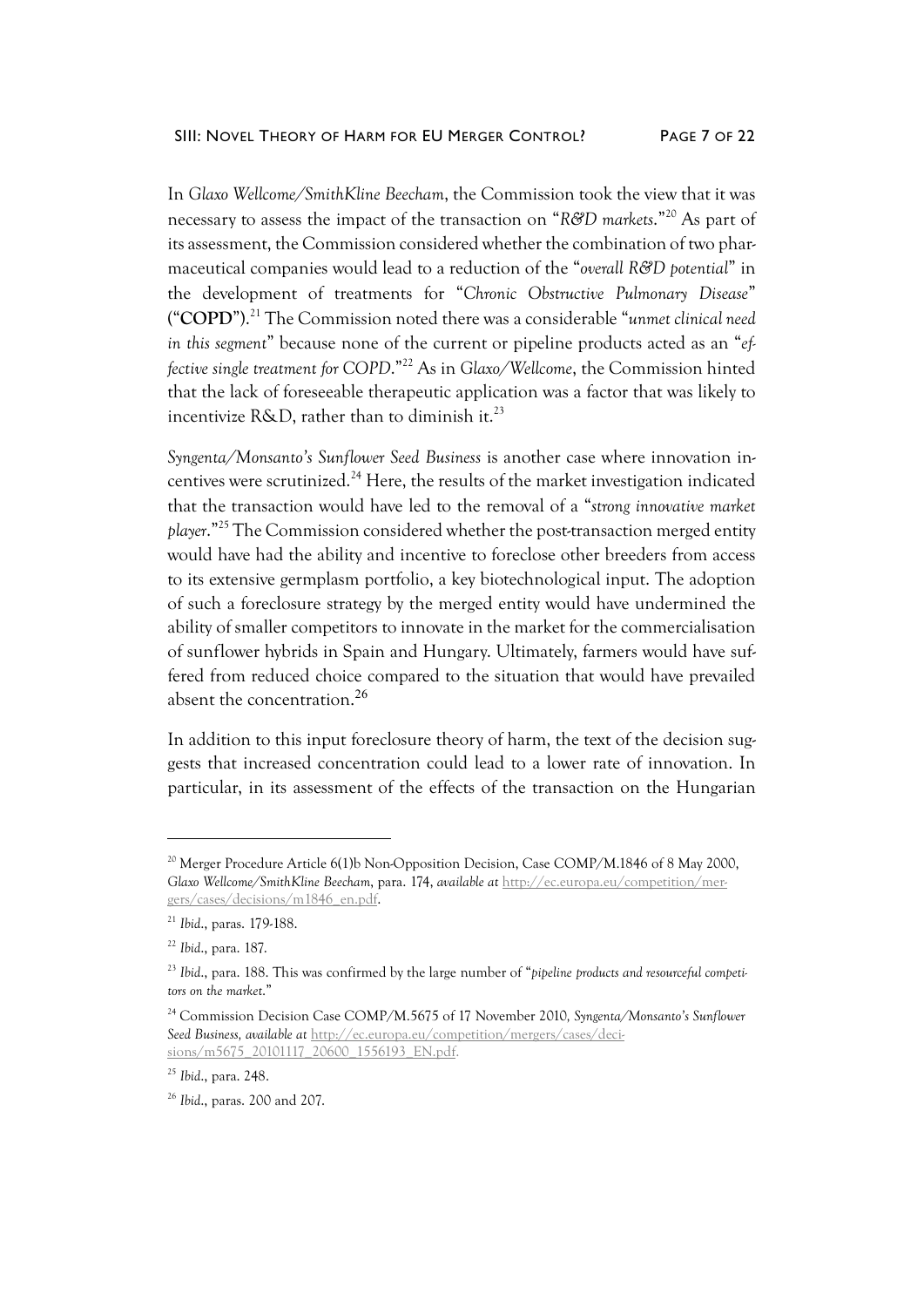In *Glaxo Wellcome/SmithKline Beecham*, the Commission took the view that it was necessary to assess the impact of the transaction on "*R&D markets*."[20] As part of its assessment, the Commission considered whether the combination of two pharmaceutical companies would lead to a reduction of the "*overall R&D potential*" in the development of treatments for "*Chronic Obstructive Pulmonary Disease*" ("**COPD**").[21] The Commission noted there was a considerable "*unmet clinical need in this segment*" because none of the current or pipeline products acted as an "*effective single treatment for COPD*."[22] As in *Glaxo/Wellcome*, the Commission hinted that the lack of foreseeable therapeutic application was a factor that was likely to incentivize R&D, rather than to diminish it.[23]

*Syngenta/Monsanto's Sunflower Seed Business* is another case where innovation incentives were scrutinized.[24] Here, the results of the market investigation indicated that the transaction would have led to the removal of a "*strong innovative market player*."[25] The Commission considered whether the post-transaction merged entity would have had the ability and incentive to foreclose other breeders from access to its extensive germplasm portfolio, a key biotechnological input. The adoption of such a foreclosure strategy by the merged entity would have undermined the ability of smaller competitors to innovate in the market for the commercialisation of sunflower hybrids in Spain and Hungary. Ultimately, farmers would have suffered from reduced choice compared to the situation that would have prevailed absent the concentration.[26]

In addition to this input foreclosure theory of harm, the text of the decision suggests that increased concentration could lead to a lower rate of innovation. In particular, in its assessment of the effects of the transaction on the Hungarian

---

[20] Merger Procedure Article 6(1)b Non-Opposition Decision, Case COMP/M.1846 of 8 May 2000, *Glaxo Wellcome/SmithKline Beecham*, para. 174, *available at* http://ec.europa.eu/competition/mergers/cases/decisions/m1846_en.pdf.

[21] *Ibid.*, paras. 179-188.

[22] *Ibid.*, para. 187.

[23] *Ibid.*, para. 188. This was confirmed by the large number of "*pipeline products and resourceful competitors on the market*."

[24] Commission Decision Case COMP/M.5675 of 17 November 2010, *Syngenta/Monsanto's Sunflower Seed Business*, *available at* http://ec.europa.eu/competition/mergers/cases/decisions/m5675_20101117_20600_1556193_EN.pdf.

[25] *Ibid.*, para. 248.

[26] *Ibid.*, paras. 200 and 207.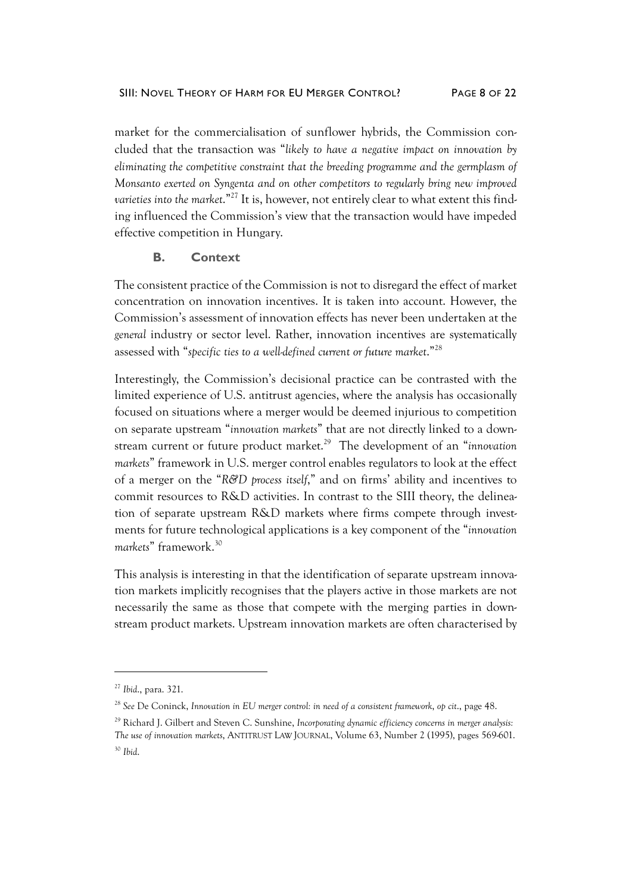market for the commercialisation of sunflower hybrids, the Commission concluded that the transaction was "*likely to have a negative impact on innovation by eliminating the competitive constraint that the breeding programme and the germplasm of Monsanto exerted on Syngenta and on other competitors to regularly bring new improved varieties into the market*."[27] It is, however, not entirely clear to what extent this finding influenced the Commission's view that the transaction would have impeded effective competition in Hungary.

### B. Context

The consistent practice of the Commission is not to disregard the effect of market concentration on innovation incentives. It is taken into account. However, the Commission's assessment of innovation effects has never been undertaken at the *general* industry or sector level. Rather, innovation incentives are systematically assessed with "*specific ties to a well-defined current or future market*."[28]

Interestingly, the Commission's decisional practice can be contrasted with the limited experience of U.S. antitrust agencies, where the analysis has occasionally focused on situations where a merger would be deemed injurious to competition on separate upstream "*innovation markets*" that are not directly linked to a downstream current or future product market.[29] The development of an "*innovation markets*" framework in U.S. merger control enables regulators to look at the effect of a merger on the "*R&D process itself*," and on firms' ability and incentives to commit resources to R&D activities. In contrast to the SIII theory, the delineation of separate upstream R&D markets where firms compete through investments for future technological applications is a key component of the "*innovation markets*" framework.[30]

This analysis is interesting in that the identification of separate upstream innovation markets implicitly recognises that the players active in those markets are not necessarily the same as those that compete with the merging parties in downstream product markets. Upstream innovation markets are often characterised by

---

[27] *Ibid.*, para. 321.

[28] *See* De Coninck, *Innovation in EU merger control: in need of a consistent framework*, *op cit*., page 48.

[29] Richard J. Gilbert and Steven C. Sunshine, *Incorporating dynamic efficiency concerns in merger analysis: The use of innovation markets*, ANTITRUST LAW JOURNAL, Volume 63, Number 2 (1995), pages 569-601.

[30] *Ibid*.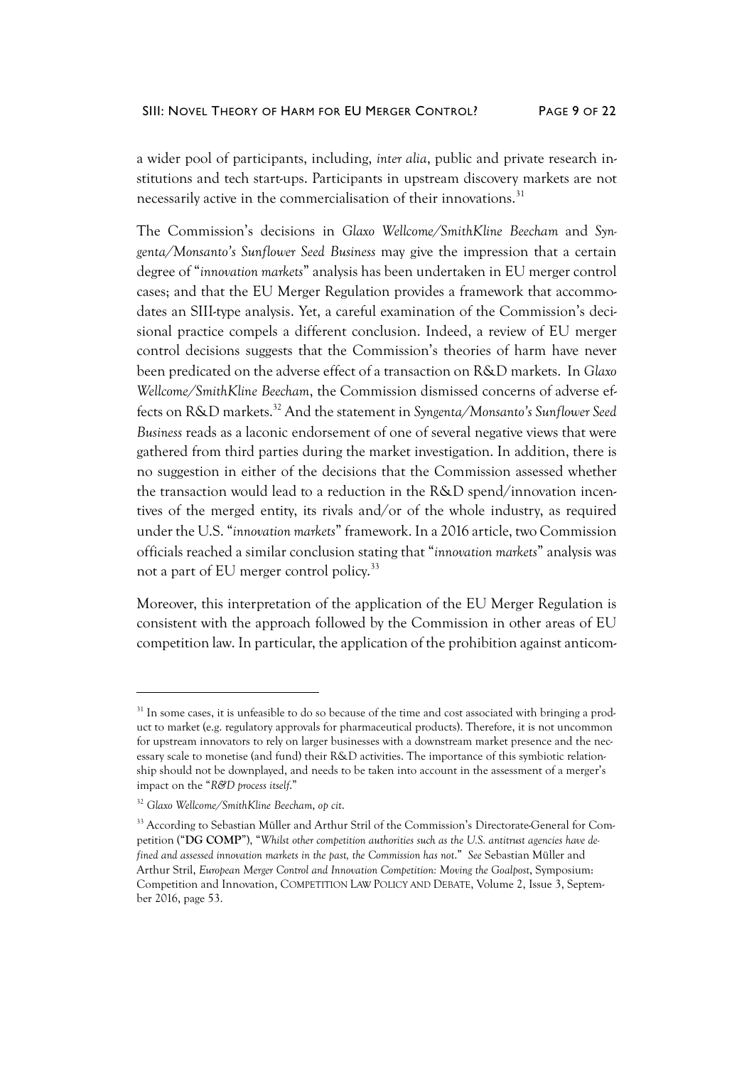a wider pool of participants, including, *inter alia*, public and private research institutions and tech start-ups. Participants in upstream discovery markets are not necessarily active in the commercialisation of their innovations.[31]

The Commission's decisions in *Glaxo Wellcome/SmithKline Beecham* and *Syngenta/Monsanto's Sunflower Seed Business* may give the impression that a certain degree of "*innovation markets*" analysis has been undertaken in EU merger control cases; and that the EU Merger Regulation provides a framework that accommodates an SIII-type analysis. Yet, a careful examination of the Commission's decisional practice compels a different conclusion. Indeed, a review of EU merger control decisions suggests that the Commission's theories of harm have never been predicated on the adverse effect of a transaction on R&D markets. In *Glaxo Wellcome/SmithKline Beecham*, the Commission dismissed concerns of adverse effects on R&D markets.[32] And the statement in *Syngenta/Monsanto's Sunflower Seed Business* reads as a laconic endorsement of one of several negative views that were gathered from third parties during the market investigation. In addition, there is no suggestion in either of the decisions that the Commission assessed whether the transaction would lead to a reduction in the R&D spend/innovation incentives of the merged entity, its rivals and/or of the whole industry, as required under the U.S. "*innovation markets*" framework. In a 2016 article, two Commission officials reached a similar conclusion stating that "*innovation markets*" analysis was not a part of EU merger control policy.[33]

Moreover, this interpretation of the application of the EU Merger Regulation is consistent with the approach followed by the Commission in other areas of EU competition law. In particular, the application of the prohibition against anticom-

---

[31] In some cases, it is unfeasible to do so because of the time and cost associated with bringing a product to market (e.g. regulatory approvals for pharmaceutical products). Therefore, it is not uncommon for upstream innovators to rely on larger businesses with a downstream market presence and the necessary scale to monetise (and fund) their R&D activities. The importance of this symbiotic relationship should not be downplayed, and needs to be taken into account in the assessment of a merger's impact on the "*R&D process itself*."

[32] *Glaxo Wellcome/SmithKline Beecham*, *op cit*.

[33] According to Sebastian Müller and Arthur Stril of the Commission's Directorate-General for Competition ("**DG COMP**"), "*Whilst other competition authorities such as the U.S. antitrust agencies have defined and assessed innovation markets in the past, the Commission has not*." *See* Sebastian Müller and Arthur Stril, *European Merger Control and Innovation Competition: Moving the Goalpost*, Symposium: Competition and Innovation, COMPETITION LAW POLICY AND DEBATE, Volume 2, Issue 3, September 2016, page 53.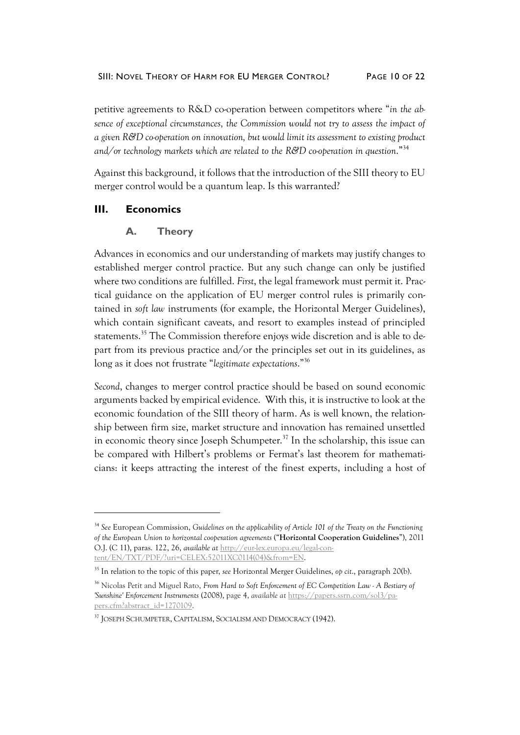petitive agreements to R&D co-operation between competitors where "*in the absence of exceptional circumstances, the Commission would not try to assess the impact of a given R&D co-operation on innovation, but would limit its assessment to existing product and/or technology markets which are related to the R&D co-operation in question*."[34]

Against this background, it follows that the introduction of the SIII theory to EU merger control would be a quantum leap. Is this warranted?

## III. Economics

### A. Theory

Advances in economics and our understanding of markets may justify changes to established merger control practice. But any such change can only be justified where two conditions are fulfilled. *First*, the legal framework must permit it. Practical guidance on the application of EU merger control rules is primarily contained in *soft law* instruments (for example, the Horizontal Merger Guidelines), which contain significant caveats, and resort to examples instead of principled statements.[35] The Commission therefore enjoys wide discretion and is able to depart from its previous practice and/or the principles set out in its guidelines, as long as it does not frustrate "*legitimate expectations*."[36]

*Second*, changes to merger control practice should be based on sound economic arguments backed by empirical evidence. With this, it is instructive to look at the economic foundation of the SIII theory of harm. As is well known, the relationship between firm size, market structure and innovation has remained unsettled in economic theory since Joseph Schumpeter.[37] In the scholarship, this issue can be compared with Hilbert's problems or Fermat's last theorem for mathematicians: it keeps attracting the interest of the finest experts, including a host of

---

[34] *See* European Commission, *Guidelines on the applicability of Article 101 of the Treaty on the Functioning of the European Union to horizontal cooperation agreements* ("**Horizontal Cooperation Guidelines**"), 2011 O.J. (C 11), paras. 122, 26, *available at* http://eur-lex.europa.eu/legal-content/EN/TXT/PDF/?uri=CELEX:52011XC0114(04)&from=EN.

[35] In relation to the topic of this paper, *see* Horizontal Merger Guidelines, *op cit.*, paragraph 20(b).

[36] Nicolas Petit and Miguel Rato, *From Hard to Soft Enforcement of EC Competition Law - A Bestiary of 'Sunshine' Enforcement Instruments* (2008), page 4, *available at* https://papers.ssrn.com/sol3/papers.cfm?abstract_id=1270109.

[37] JOSEPH SCHUMPETER, CAPITALISM, SOCIALISM AND DEMOCRACY (1942).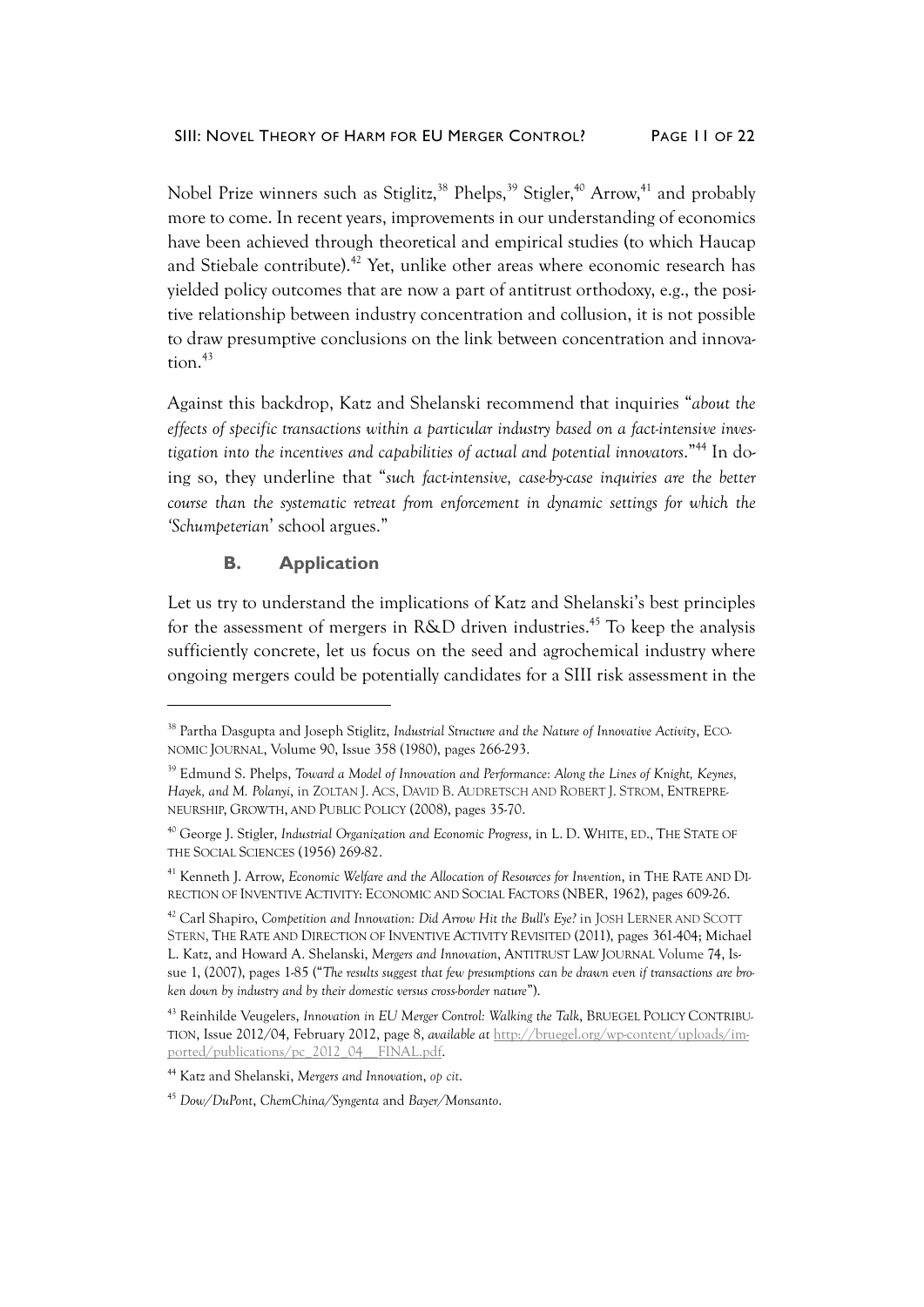Nobel Prize winners such as Stiglitz,[38] Phelps,[39] Stigler,[40] Arrow,[41] and probably more to come. In recent years, improvements in our understanding of economics have been achieved through theoretical and empirical studies (to which Haucap and Stiebale contribute).[42] Yet, unlike other areas where economic research has yielded policy outcomes that are now a part of antitrust orthodoxy, e.g., the positive relationship between industry concentration and collusion, it is not possible to draw presumptive conclusions on the link between concentration and innovation.[43]

Against this backdrop, Katz and Shelanski recommend that inquiries "*about the effects of specific transactions within a particular industry based on a fact-intensive investigation into the incentives and capabilities of actual and potential innovators*."[44] In doing so, they underline that "*such fact-intensive, case-by-case inquiries are the better course than the systematic retreat from enforcement in dynamic settings for which the 'Schumpeterian*' school argues."

### B. Application

Let us try to understand the implications of Katz and Shelanski's best principles for the assessment of mergers in R&D driven industries.[45] To keep the analysis sufficiently concrete, let us focus on the seed and agrochemical industry where ongoing mergers could be potentially candidates for a SIII risk assessment in the

---

[38] Partha Dasgupta and Joseph Stiglitz, *Industrial Structure and the Nature of Innovative Activity*, ECONOMIC JOURNAL, Volume 90, Issue 358 (1980), pages 266-293.

[39] Edmund S. Phelps, *Toward a Model of Innovation and Performance: Along the Lines of Knight, Keynes, Hayek, and M. Polanyi*, in ZOLTAN J. ACS, DAVID B. AUDRETSCH AND ROBERT J. STROM, ENTREPRENEURSHIP, GROWTH, AND PUBLIC POLICY (2008), pages 35-70.

[40] George J. Stigler, *Industrial Organization and Economic Progress*, in L. D. WHITE, ED., THE STATE OF THE SOCIAL SCIENCES (1956) 269-82.

[41] Kenneth J. Arrow, *Economic Welfare and the Allocation of Resources for Invention*, in THE RATE AND DIRECTION OF INVENTIVE ACTIVITY: ECONOMIC AND SOCIAL FACTORS (NBER, 1962), pages 609-26.

[42] Carl Shapiro, *Competition and Innovation: Did Arrow Hit the Bull's Eye?* in JOSH LERNER AND SCOTT STERN, THE RATE AND DIRECTION OF INVENTIVE ACTIVITY REVISITED (2011), pages 361-404; Michael L. Katz, and Howard A. Shelanski, *Mergers and Innovation*, ANTITRUST LAW JOURNAL Volume 74, Issue 1, (2007), pages 1-85 ("*The results suggest that few presumptions can be drawn even if transactions are broken down by industry and by their domestic versus cross-border nature*").

[43] Reinhilde Veugelers, *Innovation in EU Merger Control: Walking the Talk*, BRUEGEL POLICY CONTRIBUTION, Issue 2012/04, February 2012, page 8, *available at* http://bruegel.org/wp-content/uploads/imported/publications/pc_2012_04__FINAL.pdf.

[44] Katz and Shelanski, *Mergers and Innovation*, *op cit*.

[45] *Dow/DuPont*, *ChemChina/Syngenta* and *Bayer/Monsanto*.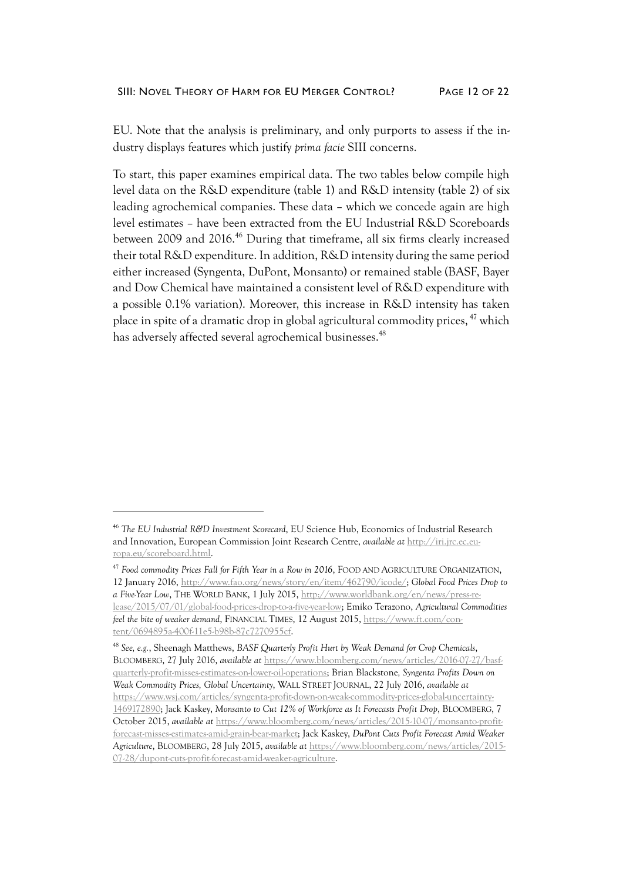EU. Note that the analysis is preliminary, and only purports to assess if the industry displays features which justify *prima facie* SIII concerns.

To start, this paper examines empirical data. The two tables below compile high level data on the R&D expenditure (table 1) and R&D intensity (table 2) of six leading agrochemical companies. These data – which we concede again are high level estimates – have been extracted from the EU Industrial R&D Scoreboards between 2009 and 2016.[46] During that timeframe, all six firms clearly increased their total R&D expenditure. In addition, R&D intensity during the same period either increased (Syngenta, DuPont, Monsanto) or remained stable (BASF, Bayer and Dow Chemical have maintained a consistent level of R&D expenditure with a possible 0.1% variation). Moreover, this increase in R&D intensity has taken place in spite of a dramatic drop in global agricultural commodity prices, [47] which has adversely affected several agrochemical businesses.[48]

---

[46] *The EU Industrial R&D Investment Scorecard*, EU Science Hub, Economics of Industrial Research and Innovation, European Commission Joint Research Centre, *available at* http://iri.jrc.ec.europa.eu/scoreboard.html.

[47] *Food commodity Prices Fall for Fifth Year in a Row in 2016*, FOOD AND AGRICULTURE ORGANIZATION, 12 January 2016, http://www.fao.org/news/story/en/item/462790/icode/; *Global Food Prices Drop to a Five-Year Low*, THE WORLD BANK, 1 July 2015, http://www.worldbank.org/en/news/press-release/2015/07/01/global-food-prices-drop-to-a-five-year-low; Emiko Terazono, *Agricultural Commodities feel the bite of weaker demand*, FINANCIAL TIMES, 12 August 2015, https://www.ft.com/content/0694895a-400f-11e5-b98b-87c7270955cf.

[48] *See, e.g.*, Sheenagh Matthews, *BASF Quarterly Profit Hurt by Weak Demand for Crop Chemicals*, BLOOMBERG, 27 July 2016, *available at* https://www.bloomberg.com/news/articles/2016-07-27/basf-quarterly-profit-misses-estimates-on-lower-oil-operations; Brian Blackstone, *Syngenta Profits Down on Weak Commodity Prices, Global Uncertainty*, WALL STREET JOURNAL, 22 July 2016, *available at* https://www.wsj.com/articles/syngenta-profit-down-on-weak-commodity-prices-global-uncertainty-1469172890; Jack Kaskey, *Monsanto to Cut 12% of Workforce as It Forecasts Profit Drop*, BLOOMBERG, 7 October 2015, *available at* https://www.bloomberg.com/news/articles/2015-10-07/monsanto-profit-forecast-misses-estimates-amid-grain-bear-market; Jack Kaskey, *DuPont Cuts Profit Forecast Amid Weaker Agriculture*, BLOOMBERG, 28 July 2015, *available at* https://www.bloomberg.com/news/articles/2015-07-28/dupont-cuts-profit-forecast-amid-weaker-agriculture.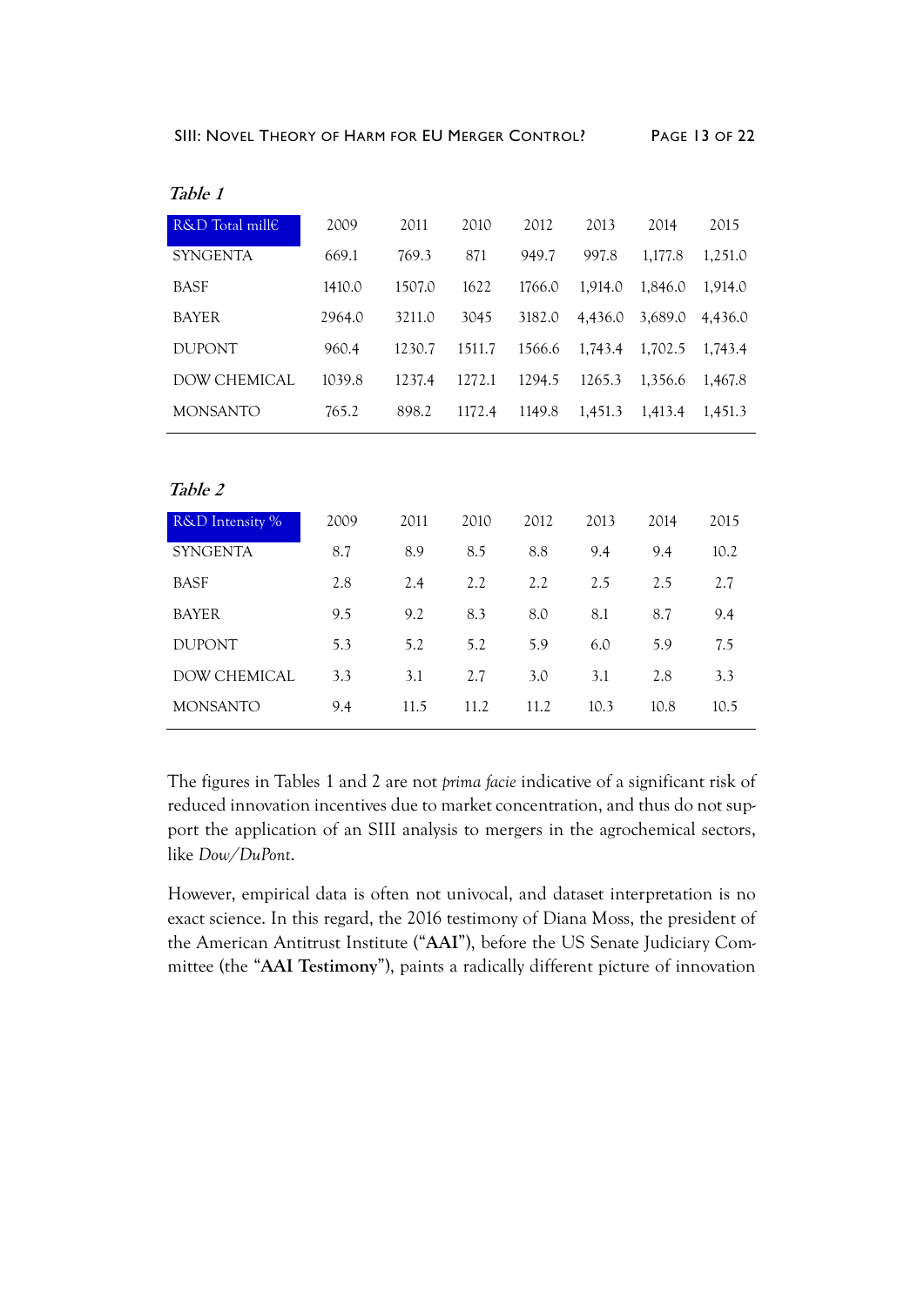*Table 1*

| R&D Total mill€ | 2009 | 2011 | 2010 | 2012 | 2013 | 2014 | 2015 |
|---|---|---|---|---|---|---|---|
| SYNGENTA | 669.1 | 769.3 | 871 | 949.7 | 997.8 | 1,177.8 | 1,251.0 |
| BASF | 1410.0 | 1507.0 | 1622 | 1766.0 | 1,914.0 | 1,846.0 | 1,914.0 |
| BAYER | 2964.0 | 3211.0 | 3045 | 3182.0 | 4,436.0 | 3,689.0 | 4,436.0 |
| DUPONT | 960.4 | 1230.7 | 1511.7 | 1566.6 | 1,743.4 | 1,702.5 | 1,743.4 |
| DOW CHEMICAL | 1039.8 | 1237.4 | 1272.1 | 1294.5 | 1265.3 | 1,356.6 | 1,467.8 |
| MONSANTO | 765.2 | 898.2 | 1172.4 | 1149.8 | 1,451.3 | 1,413.4 | 1,451.3 |

*Table 2*

| R&D Intensity % | 2009 | 2011 | 2010 | 2012 | 2013 | 2014 | 2015 |
|---|---|---|---|---|---|---|---|
| SYNGENTA | 8.7 | 8.9 | 8.5 | 8.8 | 9.4 | 9.4 | 10.2 |
| BASF | 2.8 | 2.4 | 2.2 | 2.2 | 2.5 | 2.5 | 2.7 |
| BAYER | 9.5 | 9.2 | 8.3 | 8.0 | 8.1 | 8.7 | 9.4 |
| DUPONT | 5.3 | 5.2 | 5.2 | 5.9 | 6.0 | 5.9 | 7.5 |
| DOW CHEMICAL | 3.3 | 3.1 | 2.7 | 3.0 | 3.1 | 2.8 | 3.3 |
| MONSANTO | 9.4 | 11.5 | 11.2 | 11.2 | 10.3 | 10.8 | 10.5 |

The figures in Tables 1 and 2 are not *prima facie* indicative of a significant risk of reduced innovation incentives due to market concentration, and thus do not support the application of an SIII analysis to mergers in the agrochemical sectors, like *Dow/DuPont*.

However, empirical data is often not univocal, and dataset interpretation is no exact science. In this regard, the 2016 testimony of Diana Moss, the president of the American Antitrust Institute ("**AAI**"), before the US Senate Judiciary Committee (the "**AAI Testimony**"), paints a radically different picture of innovation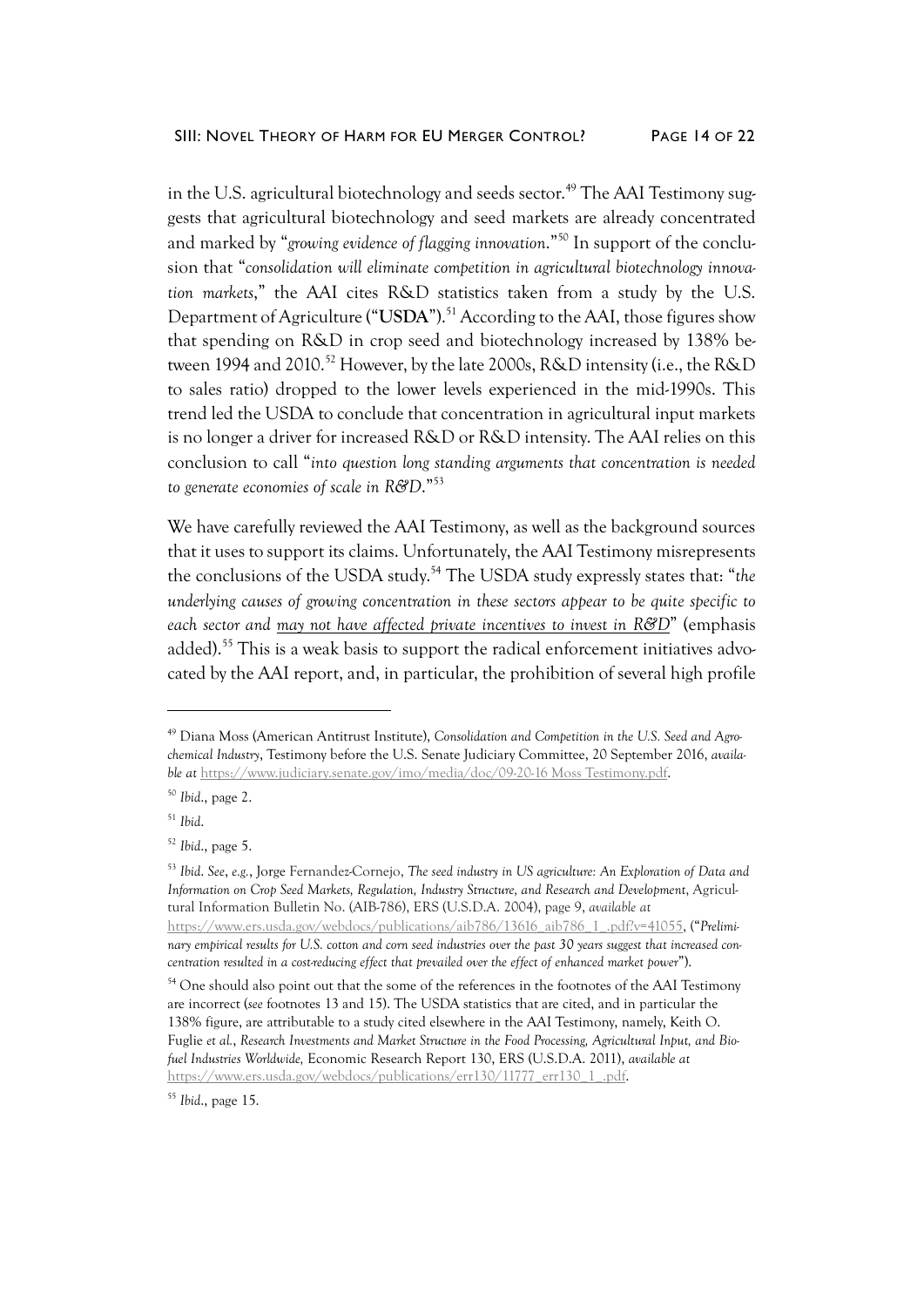in the U.S. agricultural biotechnology and seeds sector.[49] The AAI Testimony suggests that agricultural biotechnology and seed markets are already concentrated and marked by "*growing evidence of flagging innovation*."[50] In support of the conclusion that "*consolidation will eliminate competition in agricultural biotechnology innovation markets*," the AAI cites R&D statistics taken from a study by the U.S. Department of Agriculture ("**USDA**").[51] According to the AAI, those figures show that spending on R&D in crop seed and biotechnology increased by 138% between 1994 and 2010.[52] However, by the late 2000s, R&D intensity (i.e., the R&D to sales ratio) dropped to the lower levels experienced in the mid-1990s. This trend led the USDA to conclude that concentration in agricultural input markets is no longer a driver for increased R&D or R&D intensity. The AAI relies on this conclusion to call "*into question long standing arguments that concentration is needed to generate economies of scale in R&D*."[53]

We have carefully reviewed the AAI Testimony, as well as the background sources that it uses to support its claims. Unfortunately, the AAI Testimony misrepresents the conclusions of the USDA study.[54] The USDA study expressly states that: "*the underlying causes of growing concentration in these sectors appear to be quite specific to each sector and <u>may not have affected private incentives to invest in R&D</u>*" (emphasis added).[55] This is a weak basis to support the radical enforcement initiatives advocated by the AAI report, and, in particular, the prohibition of several high profile

---

[49] Diana Moss (American Antitrust Institute), *Consolidation and Competition in the U.S. Seed and Agrochemical Industry*, Testimony before the U.S. Senate Judiciary Committee, 20 September 2016, *available at* https://www.judiciary.senate.gov/imo/media/doc/09-20-16 Moss Testimony.pdf.

[50] *Ibid.*, page 2.

[51] *Ibid.*

[52] *Ibid.*, page 5.

[53] *Ibid. See*, *e.g.*, Jorge Fernandez-Cornejo, *The seed industry in US agriculture: An Exploration of Data and Information on Crop Seed Markets, Regulation, Industry Structure, and Research and Development*, Agricultural Information Bulletin No. (AIB-786), ERS (U.S.D.A. 2004), page 9, *available at* https://www.ers.usda.gov/webdocs/publications/aib786/13616_aib786_1_.pdf?v=41055, ("*Preliminary empirical results for U.S. cotton and corn seed industries over the past 30 years suggest that increased concentration resulted in a cost-reducing effect that prevailed over the effect of enhanced market power*").

[54] One should also point out that the some of the references in the footnotes of the AAI Testimony are incorrect (*see* footnotes 13 and 15). The USDA statistics that are cited, and in particular the 138% figure, are attributable to a study cited elsewhere in the AAI Testimony, namely, Keith O. Fuglie *et al.*, *Research Investments and Market Structure in the Food Processing, Agricultural Input, and Biofuel Industries Worldwide,* Economic Research Report 130, ERS (U.S.D.A. 2011), *available at* https://www.ers.usda.gov/webdocs/publications/err130/11777_err130_1_.pdf.

[55] *Ibid.*, page 15.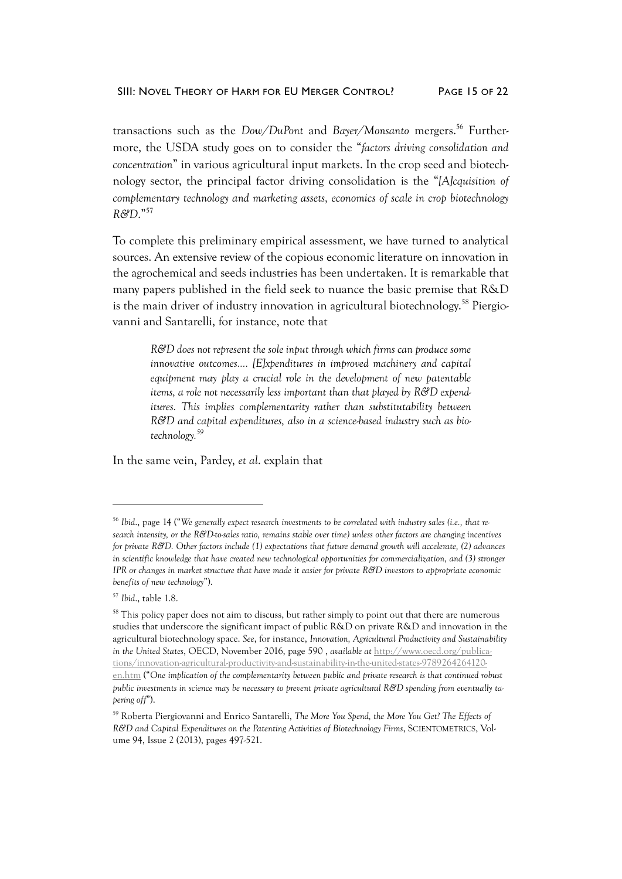transactions such as the *Dow/DuPont* and *Bayer/Monsanto* mergers.[56] Furthermore, the USDA study goes on to consider the "*factors driving consolidation and concentration*" in various agricultural input markets. In the crop seed and biotechnology sector, the principal factor driving consolidation is the "*[A]cquisition of complementary technology and marketing assets, economics of scale in crop biotechnology R&D*."[57]

To complete this preliminary empirical assessment, we have turned to analytical sources. An extensive review of the copious economic literature on innovation in the agrochemical and seeds industries has been undertaken. It is remarkable that many papers published in the field seek to nuance the basic premise that R&D is the main driver of industry innovation in agricultural biotechnology.[58] Piergiovanni and Santarelli, for instance, note that

> *R&D does not represent the sole input through which firms can produce some innovative outcomes.... [E]xpenditures in improved machinery and capital equipment may play a crucial role in the development of new patentable items, a role not necessarily less important than that played by R&D expenditures. This implies complementarity rather than substitutability between R&D and capital expenditures, also in a science-based industry such as biotechnology.*[59]

In the same vein, Pardey, *et al*. explain that

---

[56] *Ibid*., page 14 ("*We generally expect research investments to be correlated with industry sales (i.e., that research intensity, or the R&D-to-sales ratio, remains stable over time) unless other factors are changing incentives for private R&D. Other factors include (1) expectations that future demand growth will accelerate, (2) advances in scientific knowledge that have created new technological opportunities for commercialization, and (3) stronger IPR or changes in market structure that have made it easier for private R&D investors to appropriate economic benefits of new technology*").

[57] *Ibid*., table 1.8.

[58] This policy paper does not aim to discuss, but rather simply to point out that there are numerous studies that underscore the significant impact of public R&D on private R&D and innovation in the agricultural biotechnology space. *See*, for instance, *Innovation, Agricultural Productivity and Sustainability in the United States*, OECD, November 2016, page 590 , *available at* http://www.oecd.org/publications/innovation-agricultural-productivity-and-sustainability-in-the-united-states-9789264264120-en.htm ("*One implication of the complementarity between public and private research is that continued robust public investments in science may be necessary to prevent private agricultural R&D spending from eventually tapering off*").

[59] Roberta Piergiovanni and Enrico Santarelli, *The More You Spend, the More You Get? The Effects of R&D and Capital Expenditures on the Patenting Activities of Biotechnology Firms*, SCIENTOMETRICS, Volume 94, Issue 2 (2013), pages 497-521.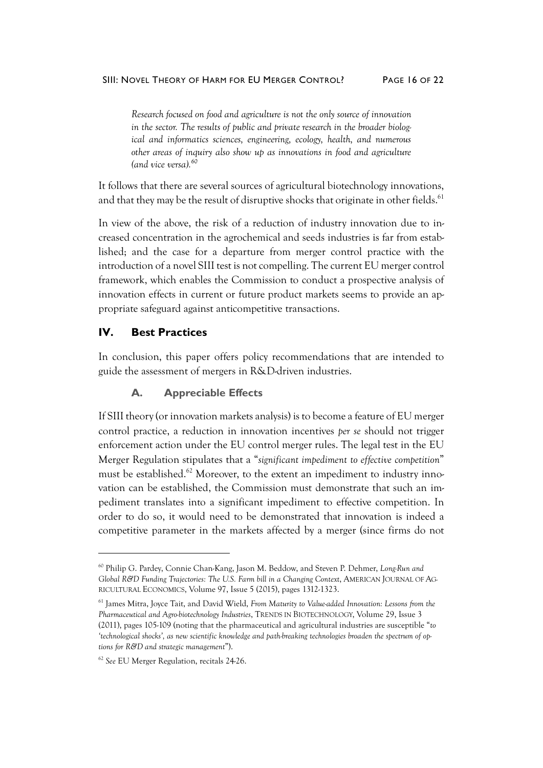> *Research focused on food and agriculture is not the only source of innovation in the sector. The results of public and private research in the broader biological and informatics sciences, engineering, ecology, health, and numerous other areas of inquiry also show up as innovations in food and agriculture (and vice versa).*[60]

It follows that there are several sources of agricultural biotechnology innovations, and that they may be the result of disruptive shocks that originate in other fields.[61]

In view of the above, the risk of a reduction of industry innovation due to increased concentration in the agrochemical and seeds industries is far from established; and the case for a departure from merger control practice with the introduction of a novel SIII test is not compelling. The current EU merger control framework, which enables the Commission to conduct a prospective analysis of innovation effects in current or future product markets seems to provide an appropriate safeguard against anticompetitive transactions.

## IV. Best Practices

In conclusion, this paper offers policy recommendations that are intended to guide the assessment of mergers in R&D-driven industries.

### A. Appreciable Effects

If SIII theory (or innovation markets analysis) is to become a feature of EU merger control practice, a reduction in innovation incentives *per se* should not trigger enforcement action under the EU control merger rules. The legal test in the EU Merger Regulation stipulates that a "*significant impediment to effective competition*" must be established.[62] Moreover, to the extent an impediment to industry innovation can be established, the Commission must demonstrate that such an impediment translates into a significant impediment to effective competition. In order to do so, it would need to be demonstrated that innovation is indeed a competitive parameter in the markets affected by a merger (since firms do not

---

[60] Philip G. Pardey, Connie Chan-Kang, Jason M. Beddow, and Steven P. Dehmer, *Long-Run and Global R&D Funding Trajectories: The U.S. Farm bill in a Changing Context*, AMERICAN JOURNAL OF AGRICULTURAL ECONOMICS, Volume 97, Issue 5 (2015), pages 1312-1323.

[61] James Mitra, Joyce Tait, and David Wield, *From Maturity to Value-added Innovation: Lessons from the Pharmaceutical and Agro-biotechnology Industries*, TRENDS IN BIOTECHNOLOGY, Volume 29, Issue 3 (2011), pages 105-109 (noting that the pharmaceutical and agricultural industries are susceptible "*to 'technological shocks', as new scientific knowledge and path-breaking technologies broaden the spectrum of options for R&D and strategic management*").

[62] *See* EU Merger Regulation, recitals 24-26.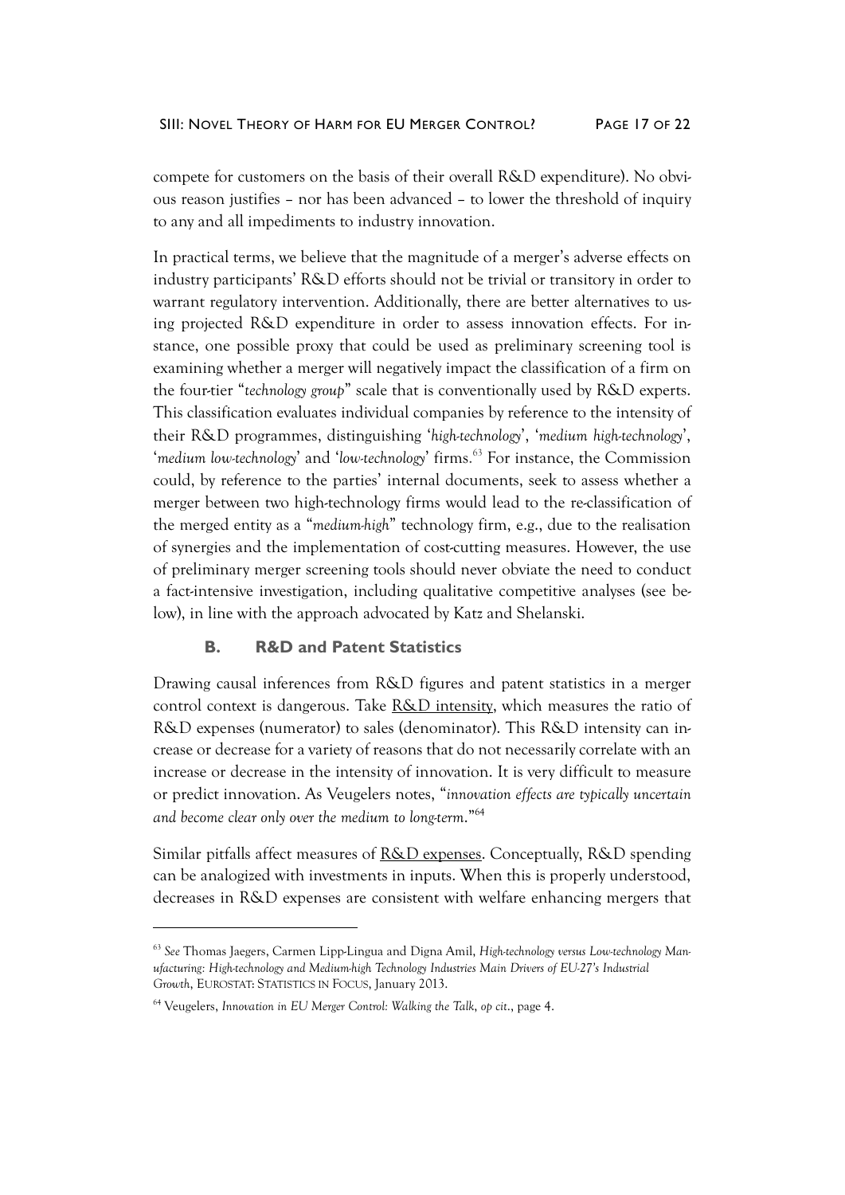compete for customers on the basis of their overall R&D expenditure). No obvious reason justifies – nor has been advanced – to lower the threshold of inquiry to any and all impediments to industry innovation.

In practical terms, we believe that the magnitude of a merger's adverse effects on industry participants' R&D efforts should not be trivial or transitory in order to warrant regulatory intervention. Additionally, there are better alternatives to using projected R&D expenditure in order to assess innovation effects. For instance, one possible proxy that could be used as preliminary screening tool is examining whether a merger will negatively impact the classification of a firm on the four-tier "*technology group*" scale that is conventionally used by R&D experts. This classification evaluates individual companies by reference to the intensity of their R&D programmes, distinguishing '*high-technology*', '*medium high-technology*', '*medium low-technology*' and '*low-technology*' firms.[63] For instance, the Commission could, by reference to the parties' internal documents, seek to assess whether a merger between two high-technology firms would lead to the re-classification of the merged entity as a "*medium-high*" technology firm, e.g., due to the realisation of synergies and the implementation of cost-cutting measures. However, the use of preliminary merger screening tools should never obviate the need to conduct a fact-intensive investigation, including qualitative competitive analyses (see below), in line with the approach advocated by Katz and Shelanski.

### B. R&D and Patent Statistics

Drawing causal inferences from R&D figures and patent statistics in a merger control context is dangerous. Take R&D intensity, which measures the ratio of R&D expenses (numerator) to sales (denominator). This R&D intensity can increase or decrease for a variety of reasons that do not necessarily correlate with an increase or decrease in the intensity of innovation. It is very difficult to measure or predict innovation. As Veugelers notes, "*innovation effects are typically uncertain and become clear only over the medium to long-term*."[64]

Similar pitfalls affect measures of R&D expenses. Conceptually, R&D spending can be analogized with investments in inputs. When this is properly understood, decreases in R&D expenses are consistent with welfare enhancing mergers that

---

[63] *See* Thomas Jaegers, Carmen Lipp-Lingua and Digna Amil, *High-technology versus Low-technology Manufacturing: High-technology and Medium-high Technology Industries Main Drivers of EU-27's Industrial Growth*, EUROSTAT: STATISTICS IN FOCUS, January 2013.

[64] Veugelers, *Innovation in EU Merger Control: Walking the Talk*, *op cit*., page 4.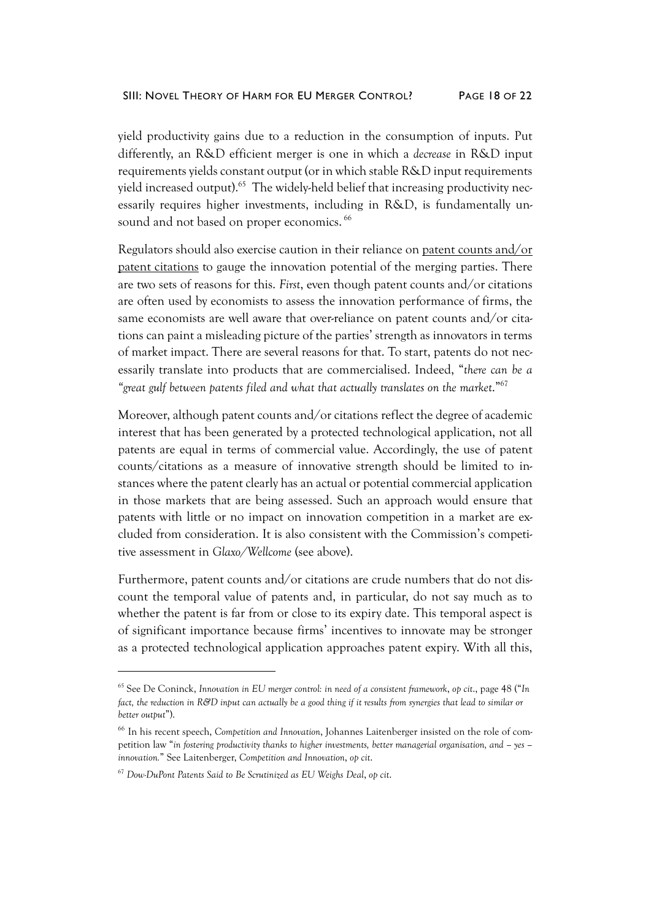yield productivity gains due to a reduction in the consumption of inputs. Put differently, an R&D efficient merger is one in which a *decrease* in R&D input requirements yields constant output (or in which stable R&D input requirements yield increased output).[65] The widely-held belief that increasing productivity necessarily requires higher investments, including in R&D, is fundamentally unsound and not based on proper economics.[66]

Regulators should also exercise caution in their reliance on <u>patent counts and/or patent citations</u> to gauge the innovation potential of the merging parties. There are two sets of reasons for this. *First*, even though patent counts and/or citations are often used by economists to assess the innovation performance of firms, the same economists are well aware that over-reliance on patent counts and/or citations can paint a misleading picture of the parties' strength as innovators in terms of market impact. There are several reasons for that. To start, patents do not necessarily translate into products that are commercialised. Indeed, "*there can be a "great gulf between patents filed and what that actually translates on the market*."[67]

Moreover, although patent counts and/or citations reflect the degree of academic interest that has been generated by a protected technological application, not all patents are equal in terms of commercial value. Accordingly, the use of patent counts/citations as a measure of innovative strength should be limited to instances where the patent clearly has an actual or potential commercial application in those markets that are being assessed. Such an approach would ensure that patents with little or no impact on innovation competition in a market are excluded from consideration. It is also consistent with the Commission's competitive assessment in *Glaxo/Wellcome* (see above).

Furthermore, patent counts and/or citations are crude numbers that do not discount the temporal value of patents and, in particular, do not say much as to whether the patent is far from or close to its expiry date. This temporal aspect is of significant importance because firms' incentives to innovate may be stronger as a protected technological application approaches patent expiry. With all this,

---

[65] See De Coninck, *Innovation in EU merger control: in need of a consistent framework*, *op cit.*, page 48 ("*In fact, the reduction in R&D input can actually be a good thing if it results from synergies that lead to similar or better output*").

[66] In his recent speech, *Competition and Innovation*, Johannes Laitenberger insisted on the role of competition law "*in fostering productivity thanks to higher investments, better managerial organisation, and – yes – innovation.*" See Laitenberger, *Competition and Innovation*, *op cit*.

[67] *Dow-DuPont Patents Said to Be Scrutinized as EU Weighs Deal*, *op cit*.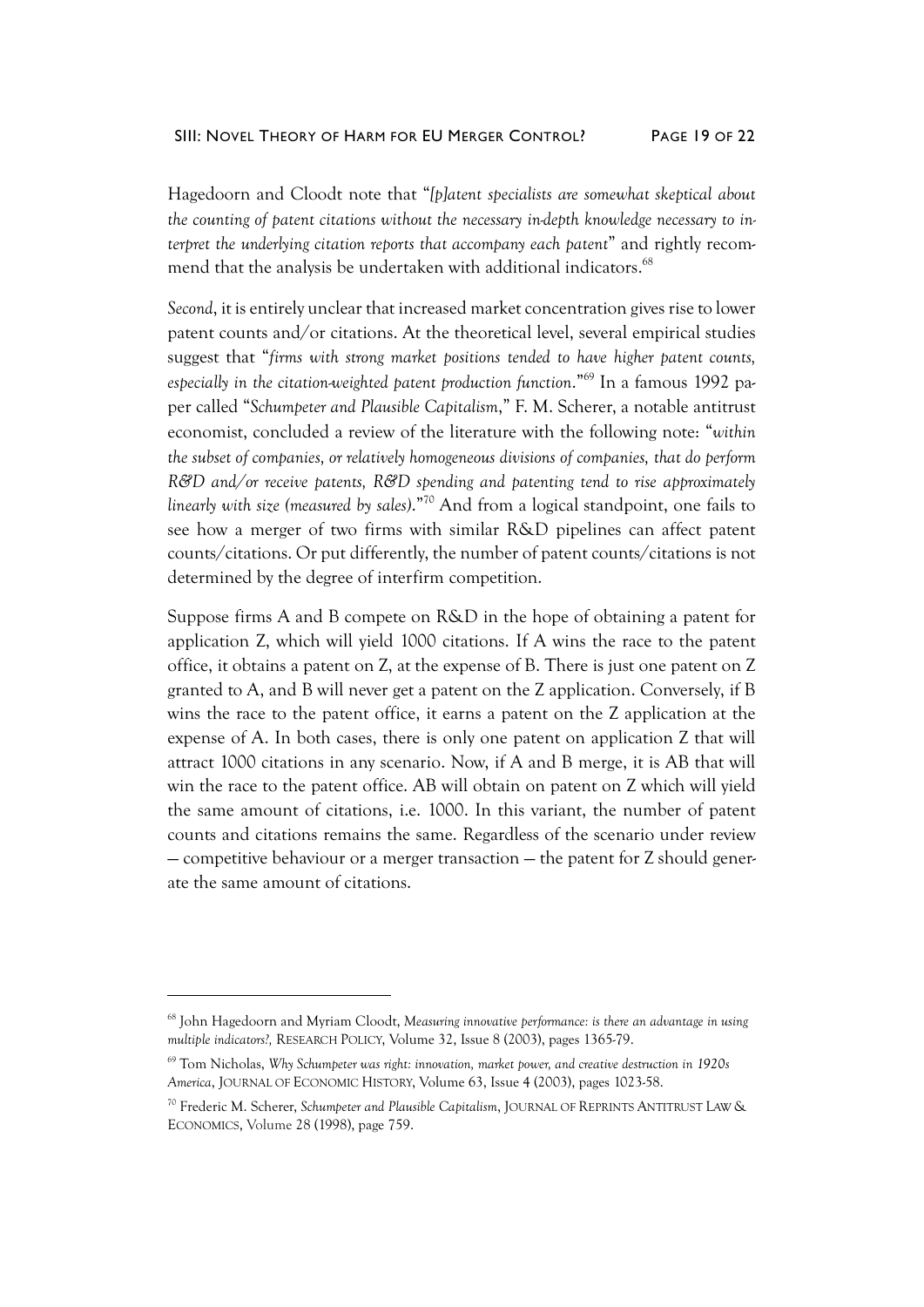Hagedoorn and Cloodt note that "*[p]atent specialists are somewhat skeptical about the counting of patent citations without the necessary in-depth knowledge necessary to interpret the underlying citation reports that accompany each patent*" and rightly recommend that the analysis be undertaken with additional indicators.[68]

*Second*, it is entirely unclear that increased market concentration gives rise to lower patent counts and/or citations. At the theoretical level, several empirical studies suggest that "*firms with strong market positions tended to have higher patent counts, especially in the citation-weighted patent production function*."[69] In a famous 1992 paper called "*Schumpeter and Plausible Capitalism*," F. M. Scherer, a notable antitrust economist, concluded a review of the literature with the following note: "*within the subset of companies, or relatively homogeneous divisions of companies, that do perform R&D and/or receive patents, R&D spending and patenting tend to rise approximately linearly with size (measured by sales)*."[70] And from a logical standpoint, one fails to see how a merger of two firms with similar R&D pipelines can affect patent counts/citations. Or put differently, the number of patent counts/citations is not determined by the degree of interfirm competition.

Suppose firms A and B compete on R&D in the hope of obtaining a patent for application Z, which will yield 1000 citations. If A wins the race to the patent office, it obtains a patent on Z, at the expense of B. There is just one patent on Z granted to A, and B will never get a patent on the Z application. Conversely, if B wins the race to the patent office, it earns a patent on the Z application at the expense of A. In both cases, there is only one patent on application Z that will attract 1000 citations in any scenario. Now, if A and B merge, it is AB that will win the race to the patent office. AB will obtain on patent on Z which will yield the same amount of citations, i.e. 1000. In this variant, the number of patent counts and citations remains the same. Regardless of the scenario under review — competitive behaviour or a merger transaction — the patent for Z should generate the same amount of citations.

---

[68] John Hagedoorn and Myriam Cloodt, *Measuring innovative performance: is there an advantage in using multiple indicators?,* RESEARCH POLICY, Volume 32, Issue 8 (2003), pages 1365-79.

[69] Tom Nicholas, *Why Schumpeter was right: innovation, market power, and creative destruction in 1920s America*, JOURNAL OF ECONOMIC HISTORY, Volume 63, Issue 4 (2003), pages 1023-58.

[70] Frederic M. Scherer, *Schumpeter and Plausible Capitalism*, JOURNAL OF REPRINTS ANTITRUST LAW & ECONOMICS, Volume 28 (1998), page 759.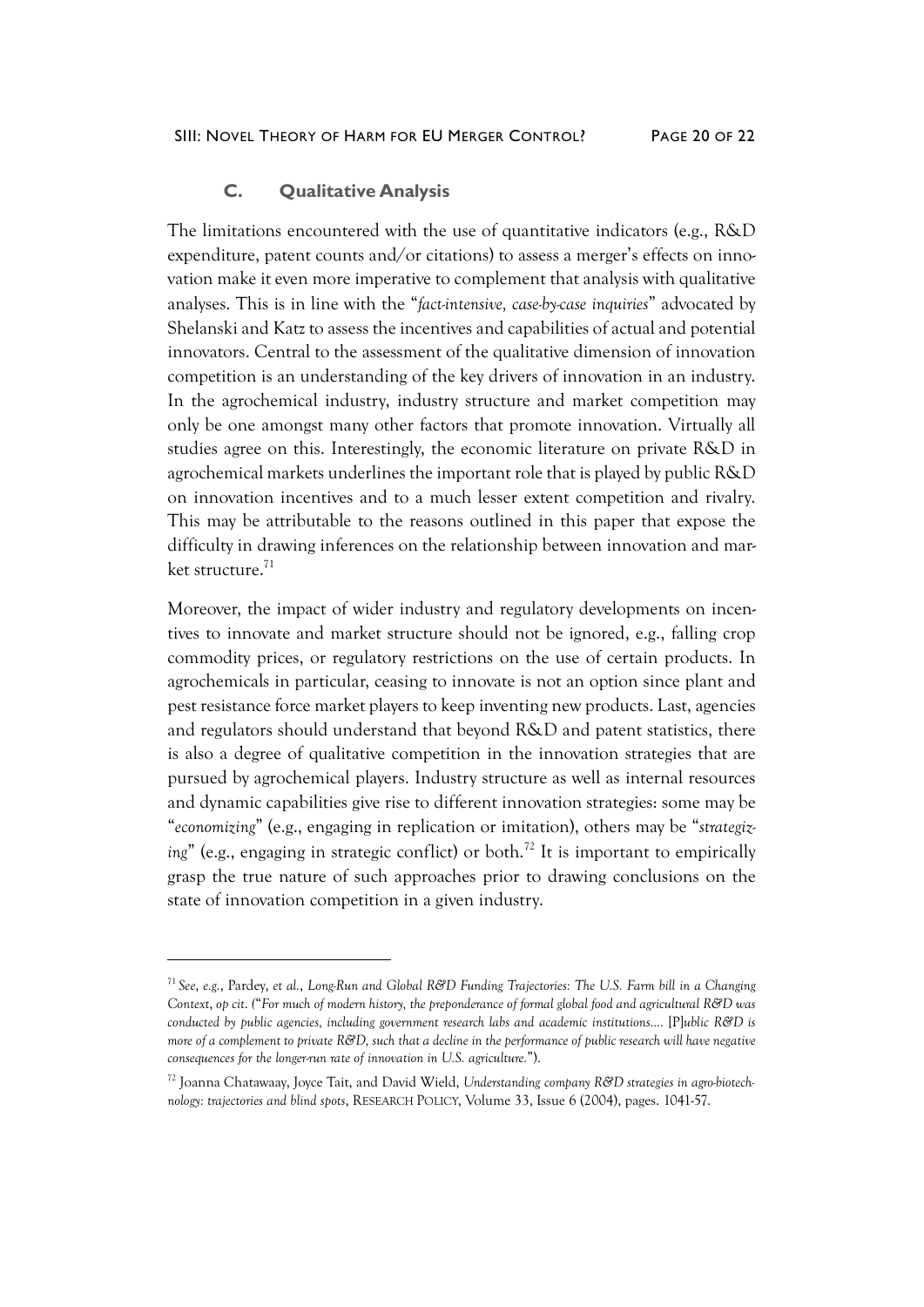### C. Qualitative Analysis

The limitations encountered with the use of quantitative indicators (e.g., R&D expenditure, patent counts and/or citations) to assess a merger's effects on innovation make it even more imperative to complement that analysis with qualitative analyses. This is in line with the "*fact-intensive, case-by-case inquiries*" advocated by Shelanski and Katz to assess the incentives and capabilities of actual and potential innovators. Central to the assessment of the qualitative dimension of innovation competition is an understanding of the key drivers of innovation in an industry. In the agrochemical industry, industry structure and market competition may only be one amongst many other factors that promote innovation. Virtually all studies agree on this. Interestingly, the economic literature on private R&D in agrochemical markets underlines the important role that is played by public R&D on innovation incentives and to a much lesser extent competition and rivalry. This may be attributable to the reasons outlined in this paper that expose the difficulty in drawing inferences on the relationship between innovation and market structure.[71]

Moreover, the impact of wider industry and regulatory developments on incentives to innovate and market structure should not be ignored, e.g., falling crop commodity prices, or regulatory restrictions on the use of certain products. In agrochemicals in particular, ceasing to innovate is not an option since plant and pest resistance force market players to keep inventing new products. Last, agencies and regulators should understand that beyond R&D and patent statistics, there is also a degree of qualitative competition in the innovation strategies that are pursued by agrochemical players. Industry structure as well as internal resources and dynamic capabilities give rise to different innovation strategies: some may be "*economizing*" (e.g., engaging in replication or imitation), others may be "*strategizing*" (e.g., engaging in strategic conflict) or both.[72] It is important to empirically grasp the true nature of such approaches prior to drawing conclusions on the state of innovation competition in a given industry.

---

[71] *See, e.g.*, Pardey, *et al.*, *Long-Run and Global R&D Funding Trajectories: The U.S. Farm bill in a Changing Context*, *op cit*. ("*For much of modern history, the preponderance of formal global food and agricultural R&D was conducted by public agencies, including government research labs and academic institutions.... *[P]*ublic R&D is more of a complement to private R&D, such that a decline in the performance of public research will have negative consequences for the longer-run rate of innovation in U.S. agriculture.*").

[72] Joanna Chatawaay, Joyce Tait, and David Wield, *Understanding company R&D strategies in agro-biotechnology: trajectories and blind spots*, RESEARCH POLICY, Volume 33, Issue 6 (2004), pages. 1041-57.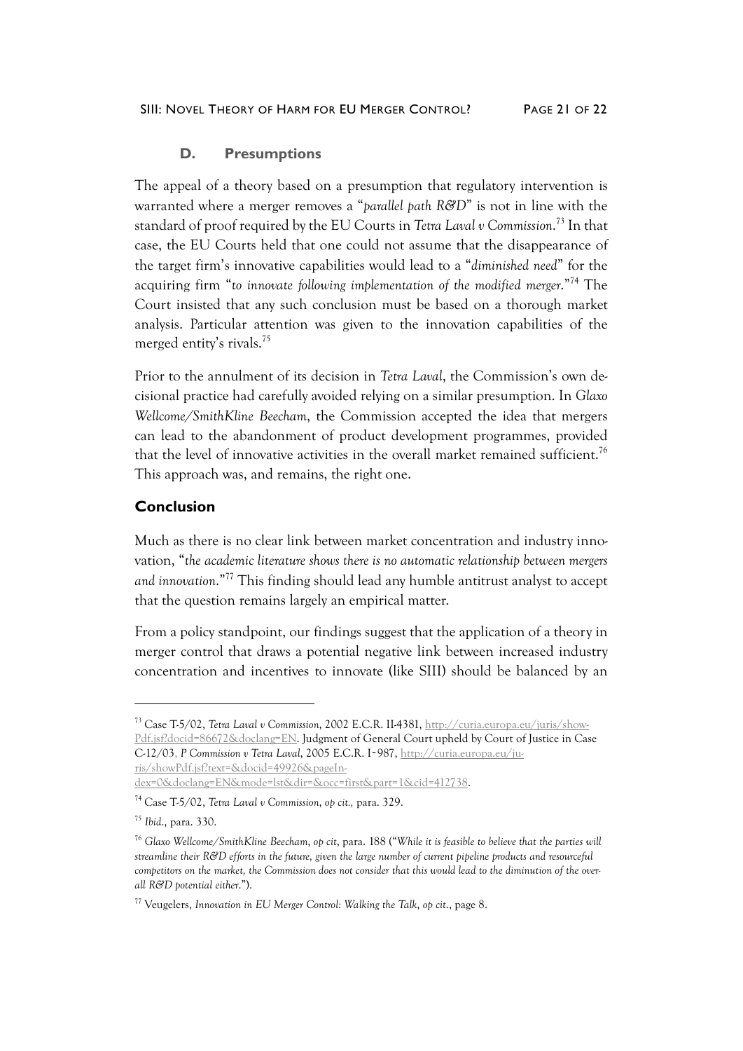### D. Presumptions

The appeal of a theory based on a presumption that regulatory intervention is warranted where a merger removes a "*parallel path R&D*" is not in line with the standard of proof required by the EU Courts in *Tetra Laval v Commission*.[73] In that case, the EU Courts held that one could not assume that the disappearance of the target firm's innovative capabilities would lead to a "*diminished need*" for the acquiring firm "*to innovate following implementation of the modified merger*."[74] The Court insisted that any such conclusion must be based on a thorough market analysis. Particular attention was given to the innovation capabilities of the merged entity's rivals.[75]

Prior to the annulment of its decision in *Tetra Laval*, the Commission's own decisional practice had carefully avoided relying on a similar presumption. In *Glaxo Wellcome/SmithKline Beecham*, the Commission accepted the idea that mergers can lead to the abandonment of product development programmes, provided that the level of innovative activities in the overall market remained sufficient.[76] This approach was, and remains, the right one.

## Conclusion

Much as there is no clear link between market concentration and industry innovation, "*the academic literature shows there is no automatic relationship between mergers and innovation*."[77] This finding should lead any humble antitrust analyst to accept that the question remains largely an empirical matter.

From a policy standpoint, our findings suggest that the application of a theory in merger control that draws a potential negative link between increased industry concentration and incentives to innovate (like SIII) should be balanced by an

---

[73] Case T-5/02, *Tetra Laval v Commission*, 2002 E.C.R. II-4381, http://curia.europa.eu/juris/showPdf.jsf?docid=86672&doclang=EN. Judgment of General Court upheld by Court of Justice in Case C-12/03, *P Commission v Tetra Laval*, 2005 E.C.R. I-987, http://curia.europa.eu/juris/showPdf.jsf?text=&docid=49926&pageIndex=0&doclang=EN&mode=lst&dir=&occ=first&part=1&cid=412738.

[74] Case T-5/02, *Tetra Laval v Commission*, *op cit.,* para. 329.

[75] *Ibid*., para. 330.

[76] *Glaxo Wellcome/SmithKline Beecham*, *op cit*, para. 188 ("*While it is feasible to believe that the parties will streamline their R&D efforts in the future, given the large number of current pipeline products and resourceful competitors on the market, the Commission does not consider that this would lead to the diminution of the overall R&D potential either*.").

[77] Veugelers, *Innovation in EU Merger Control: Walking the Talk*, *op cit*., page 8.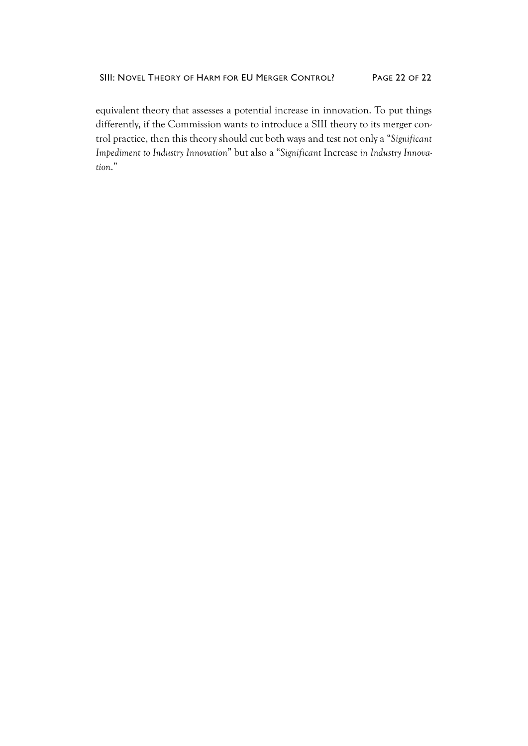equivalent theory that assesses a potential increase in innovation. To put things differently, if the Commission wants to introduce a SIII theory to its merger control practice, then this theory should cut both ways and test not only a "*Significant Impediment to Industry Innovation*" but also a "*Significant* Increase *in Industry Innovation*."